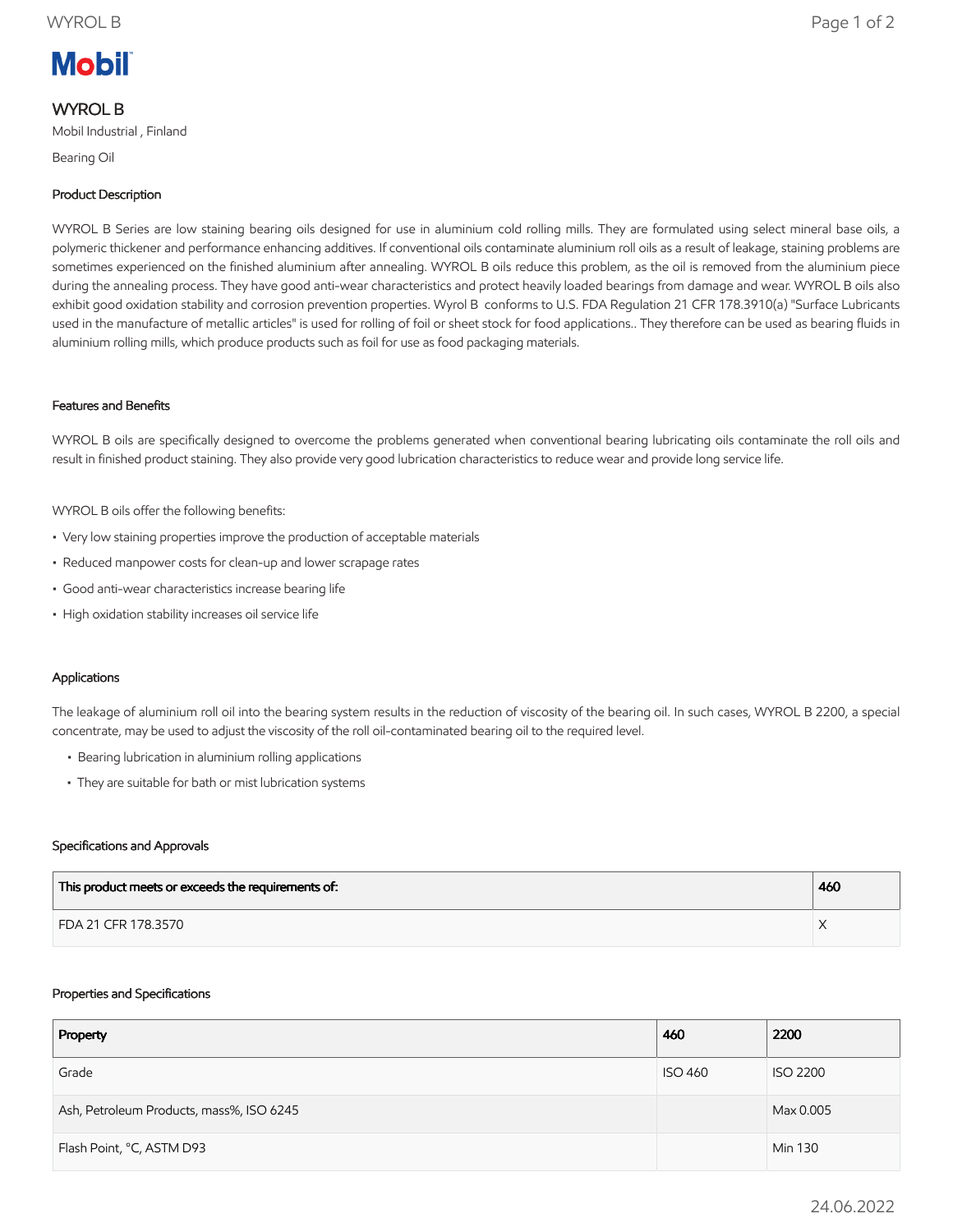Mobil

# WYROL B

Mobil Industrial , Finland

Bearing Oil

## Product Description

WYROL B Series are low staining bearing oils designed for use in aluminium cold rolling mills. They are formulated using select mineral base oils, a polymeric thickener and performance enhancing additives. If conventional oils contaminate aluminium roll oils as a result of leakage, staining problems are sometimes experienced on the finished aluminium after annealing. WYROL B oils reduce this problem, as the oil is removed from the aluminium piece during the annealing process. They have good anti-wear characteristics and protect heavily loaded bearings from damage and wear. WYROL B oils also exhibit good oxidation stability and corrosion prevention properties. Wyrol B conforms to U.S. FDA Regulation 21 CFR 178.3910(a) "Surface Lubricants used in the manufacture of metallic articles" is used for rolling of foil or sheet stock for food applications.. They therefore can be used as bearing fluids in aluminium rolling mills, which produce products such as foil for use as food packaging materials.

## Features and Benefits

WYROL B oils are specifically designed to overcome the problems generated when conventional bearing lubricating oils contaminate the roll oils and result in finished product staining. They also provide very good lubrication characteristics to reduce wear and provide long service life.

WYROL B oils offer the following benefits:

- Very low staining properties improve the production of acceptable materials
- Reduced manpower costs for clean-up and lower scrapage rates
- Good anti-wear characteristics increase bearing life
- High oxidation stability increases oil service life

## Applications

The leakage of aluminium roll oil into the bearing system results in the reduction of viscosity of the bearing oil. In such cases, WYROL B 2200, a special concentrate, may be used to adjust the viscosity of the roll oil-contaminated bearing oil to the required level.

- Bearing lubrication in aluminium rolling applications
- They are suitable for bath or mist lubrication systems

## Specifications and Approvals

| This product meets or exceeds the requirements of: | 460 |
|---|---|
| FDA 21 CFR 178.3570 | X |

## Properties and Specifications

| Property | 460 | 2200 |
|---|---|---|
| Grade | ISO 460 | ISO 2200 |
| Ash, Petroleum Products, mass%, ISO 6245 | | Max 0.005 |
| Flash Point, °C, ASTM D93 | | Min 130 |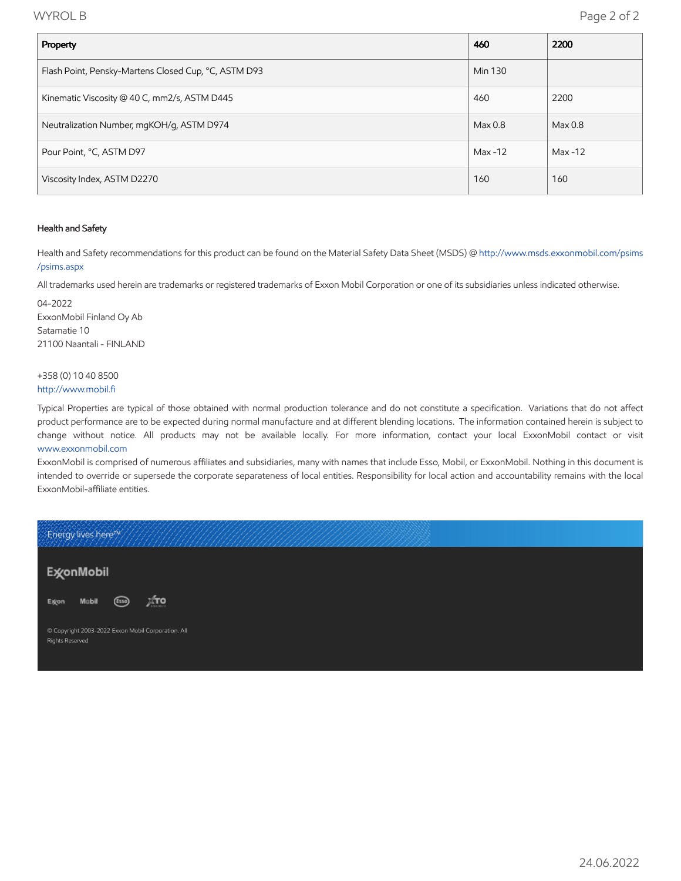| Property | 460 | 2200 |
|---|---|---|
| Flash Point, Pensky-Martens Closed Cup, °C, ASTM D93 | Min 130 | |
| Kinematic Viscosity @ 40 C, mm2/s, ASTM D445 | 460 | 2200 |
| Neutralization Number, mgKOH/g, ASTM D974 | Max 0.8 | Max 0.8 |
| Pour Point, °C, ASTM D97 | Max -12 | Max -12 |
| Viscosity Index, ASTM D2270 | 160 | 160 |

### Health and Safety

Health and Safety recommendations for this product can be found on the Material Safety Data Sheet (MSDS) @ http://www.msds.exxonmobil.com/psims/psims.aspx

All trademarks used herein are trademarks or registered trademarks of Exxon Mobil Corporation or one of its subsidiaries unless indicated otherwise.

04-2022
ExxonMobil Finland Oy Ab
Satamatie 10
21100 Naantali - FINLAND

+358 (0) 10 40 8500
http://www.mobil.fi

Typical Properties are typical of those obtained with normal production tolerance and do not constitute a specification. Variations that do not affect product performance are to be expected during normal manufacture and at different blending locations. The information contained herein is subject to change without notice. All products may not be available locally. For more information, contact your local ExxonMobil contact or visit www.exxonmobil.com

ExxonMobil is comprised of numerous affiliates and subsidiaries, many with names that include Esso, Mobil, or ExxonMobil. Nothing in this document is intended to override or supersede the corporate separateness of local entities. Responsibility for local action and accountability remains with the local ExxonMobil-affiliate entities.

Energy lives here™

ExxonMobil

Exxon Mobil Esso XTO

© Copyright 2003-2022 Exxon Mobil Corporation. All Rights Reserved